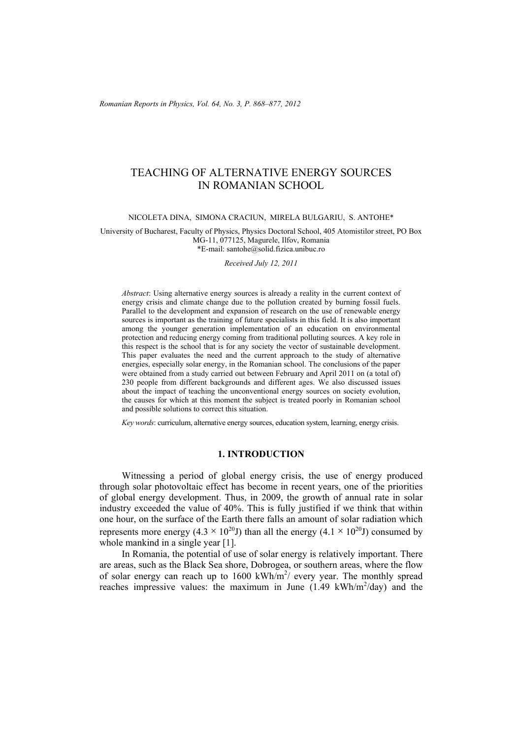# TEACHING OF ALTERNATIVE ENERGY SOURCES IN ROMANIAN SCHOOL

NICOLETA DINA, SIMONA CRACIUN, MIRELA BULGARIU, S. ANTOHE*

University of Bucharest, Faculty of Physics, Physics Doctoral School, 405 Atomistilor street, PO Box MG-11, 077125, Magurele, Ilfov, Romania
*E-mail: santohe@solid.fizica.unibuc.ro

*Received July 12, 2011*

*Abstract*: Using alternative energy sources is already a reality in the current context of energy crisis and climate change due to the pollution created by burning fossil fuels. Parallel to the development and expansion of research on the use of renewable energy sources is important as the training of future specialists in this field. It is also important among the younger generation implementation of an education on environmental protection and reducing energy coming from traditional polluting sources. A key role in this respect is the school that is for any society the vector of sustainable development. This paper evaluates the need and the current approach to the study of alternative energies, especially solar energy, in the Romanian school. The conclusions of the paper were obtained from a study carried out between February and April 2011 on (a total of) 230 people from different backgrounds and different ages. We also discussed issues about the impact of teaching the unconventional energy sources on society evolution, the causes for which at this moment the subject is treated poorly in Romanian school and possible solutions to correct this situation.

*Key words*: curriculum, alternative energy sources, education system, learning, energy crisis.

## 1. INTRODUCTION

Witnessing a period of global energy crisis, the use of energy produced through solar photovoltaic effect has become in recent years, one of the priorities of global energy development. Thus, in 2009, the growth of annual rate in solar industry exceeded the value of 40%. This is fully justified if we think that within one hour, on the surface of the Earth there falls an amount of solar radiation which represents more energy ($4.3 \times 10^{20}$J) than all the energy ($4.1 \times 10^{20}$J) consumed by whole mankind in a single year [1].

In Romania, the potential of use of solar energy is relatively important. There are areas, such as the Black Sea shore, Dobrogea, or southern areas, where the flow of solar energy can reach up to 1600 kWh/m$^2$/ every year. The monthly spread reaches impressive values: the maximum in June (1.49 kWh/m$^2$/day) and the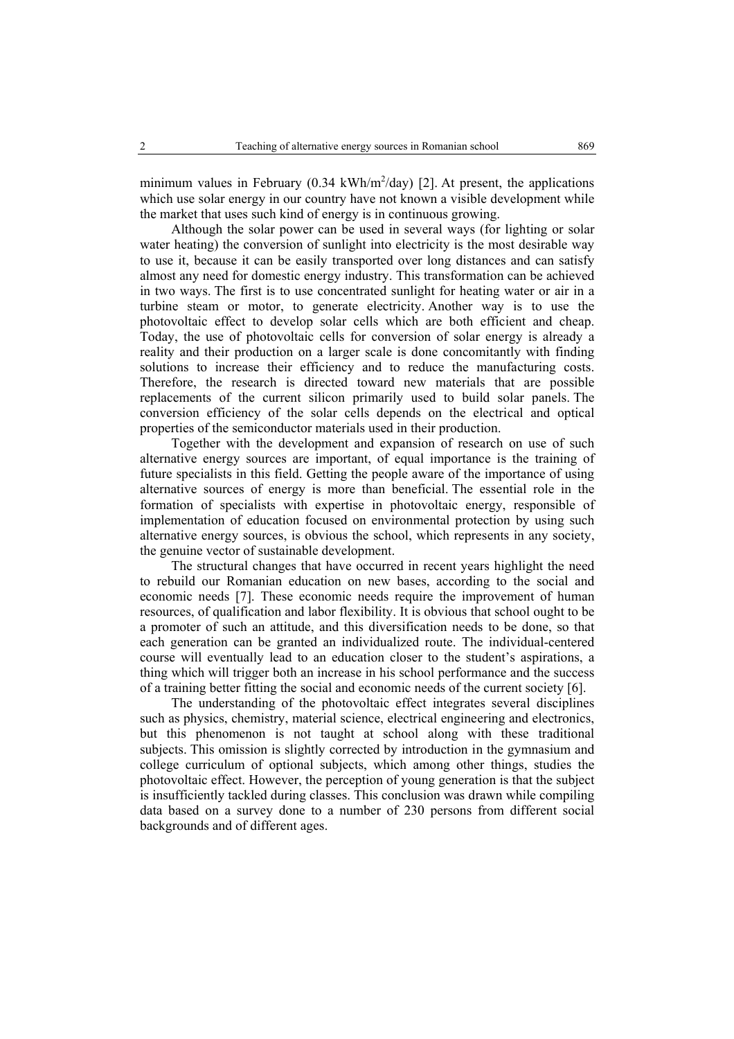minimum values in February (0.34 $kWh/m^2/day$) [2]. At present, the applications which use solar energy in our country have not known a visible development while the market that uses such kind of energy is in continuous growing.

Although the solar power can be used in several ways (for lighting or solar water heating) the conversion of sunlight into electricity is the most desirable way to use it, because it can be easily transported over long distances and can satisfy almost any need for domestic energy industry. This transformation can be achieved in two ways. The first is to use concentrated sunlight for heating water or air in a turbine steam or motor, to generate electricity. Another way is to use the photovoltaic effect to develop solar cells which are both efficient and cheap. Today, the use of photovoltaic cells for conversion of solar energy is already a reality and their production on a larger scale is done concomitantly with finding solutions to increase their efficiency and to reduce the manufacturing costs. Therefore, the research is directed toward new materials that are possible replacements of the current silicon primarily used to build solar panels. The conversion efficiency of the solar cells depends on the electrical and optical properties of the semiconductor materials used in their production.

Together with the development and expansion of research on use of such alternative energy sources are important, of equal importance is the training of future specialists in this field. Getting the people aware of the importance of using alternative sources of energy is more than beneficial. The essential role in the formation of specialists with expertise in photovoltaic energy, responsible of implementation of education focused on environmental protection by using such alternative energy sources, is obvious the school, which represents in any society, the genuine vector of sustainable development.

The structural changes that have occurred in recent years highlight the need to rebuild our Romanian education on new bases, according to the social and economic needs [7]. These economic needs require the improvement of human resources, of qualification and labor flexibility. It is obvious that school ought to be a promoter of such an attitude, and this diversification needs to be done, so that each generation can be granted an individualized route. The individual-centered course will eventually lead to an education closer to the student's aspirations, a thing which will trigger both an increase in his school performance and the success of a training better fitting the social and economic needs of the current society [6].

The understanding of the photovoltaic effect integrates several disciplines such as physics, chemistry, material science, electrical engineering and electronics, but this phenomenon is not taught at school along with these traditional subjects. This omission is slightly corrected by introduction in the gymnasium and college curriculum of optional subjects, which among other things, studies the photovoltaic effect. However, the perception of young generation is that the subject is insufficiently tackled during classes. This conclusion was drawn while compiling data based on a survey done to a number of 230 persons from different social backgrounds and of different ages.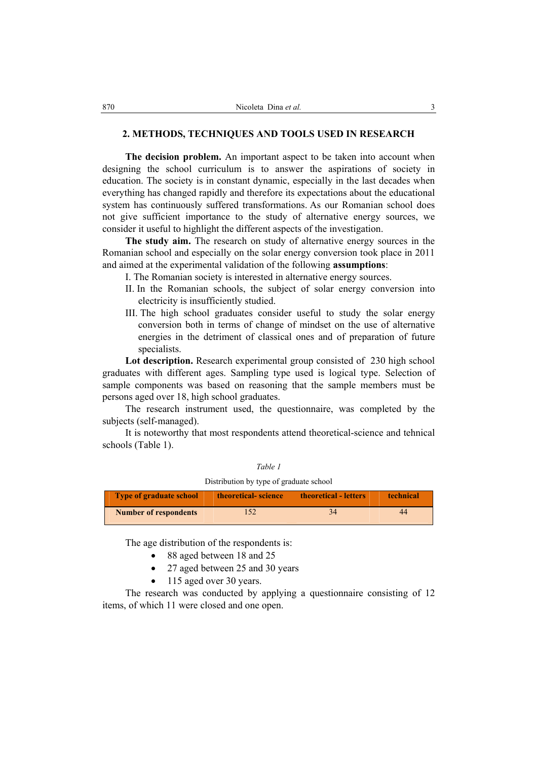## 2. METHODS, TECHNIQUES AND TOOLS USED IN RESEARCH

**The decision problem.** An important aspect to be taken into account when designing the school curriculum is to answer the aspirations of society in education. The society is in constant dynamic, especially in the last decades when everything has changed rapidly and therefore its expectations about the educational system has continuously suffered transformations. As our Romanian school does not give sufficient importance to the study of alternative energy sources, we consider it useful to highlight the different aspects of the investigation.

**The study aim.** The research on study of alternative energy sources in the Romanian school and especially on the solar energy conversion took place in 2011 and aimed at the experimental validation of the following **assumptions**:

I. The Romanian society is interested in alternative energy sources.
II. In the Romanian schools, the subject of solar energy conversion into electricity is insufficiently studied.
III. The high school graduates consider useful to study the solar energy conversion both in terms of change of mindset on the use of alternative energies in the detriment of classical ones and of preparation of future specialists.

**Lot description.** Research experimental group consisted of 230 high school graduates with different ages. Sampling type used is logical type. Selection of sample components was based on reasoning that the sample members must be persons aged over 18, high school graduates.

The research instrument used, the questionnaire, was completed by the subjects (self-managed).

It is noteworthy that most respondents attend theoretical-science and tehnical schools (Table 1).

*Table 1*

Distribution by type of graduate school

| Type of graduate school | theoretical- science | theoretical - letters | technical |
|---|---|---|---|
| Number of respondents | 152 | 34 | 44 |

The age distribution of the respondents is:

- 88 aged between 18 and 25
- 27 aged between 25 and 30 years
- 115 aged over 30 years.

The research was conducted by applying a questionnaire consisting of 12 items, of which 11 were closed and one open.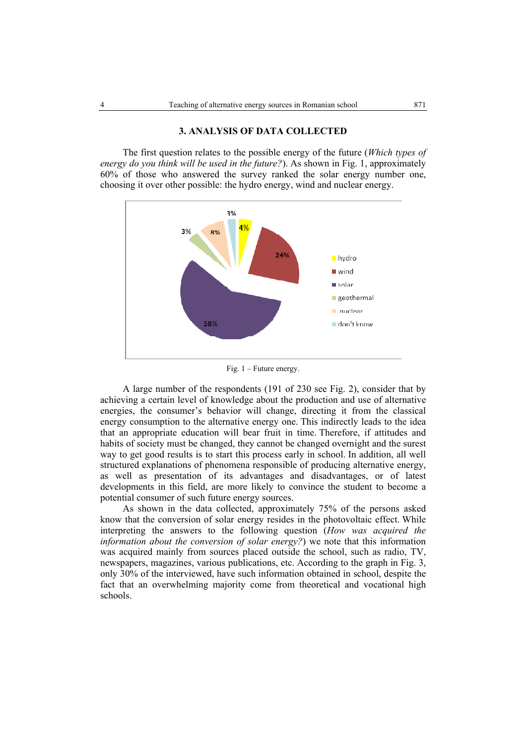## 3. ANALYSIS OF DATA COLLECTED

The first question relates to the possible energy of the future (*Which types of energy do you think will be used in the future?*). As shown in Fig. 1, approximately 60% of those who answered the survey ranked the solar energy number one, choosing it over other possible: the hydro energy, wind and nuclear energy.

Fig. 1 – Future energy.

A large number of the respondents (191 of 230 see Fig. 2), consider that by achieving a certain level of knowledge about the production and use of alternative energies, the consumer's behavior will change, directing it from the classical energy consumption to the alternative energy one. This indirectly leads to the idea that an appropriate education will bear fruit in time. Therefore, if attitudes and habits of society must be changed, they cannot be changed overnight and the surest way to get good results is to start this process early in school. In addition, all well structured explanations of phenomena responsible of producing alternative energy, as well as presentation of its advantages and disadvantages, or of latest developments in this field, are more likely to convince the student to become a potential consumer of such future energy sources.

As shown in the data collected, approximately 75% of the persons asked know that the conversion of solar energy resides in the photovoltaic effect. While interpreting the answers to the following question (*How was acquired the information about the conversion of solar energy?*) we note that this information was acquired mainly from sources placed outside the school, such as radio, TV, newspapers, magazines, various publications, etc. According to the graph in Fig. 3, only 30% of the interviewed, have such information obtained in school, despite the fact that an overwhelming majority come from theoretical and vocational high schools.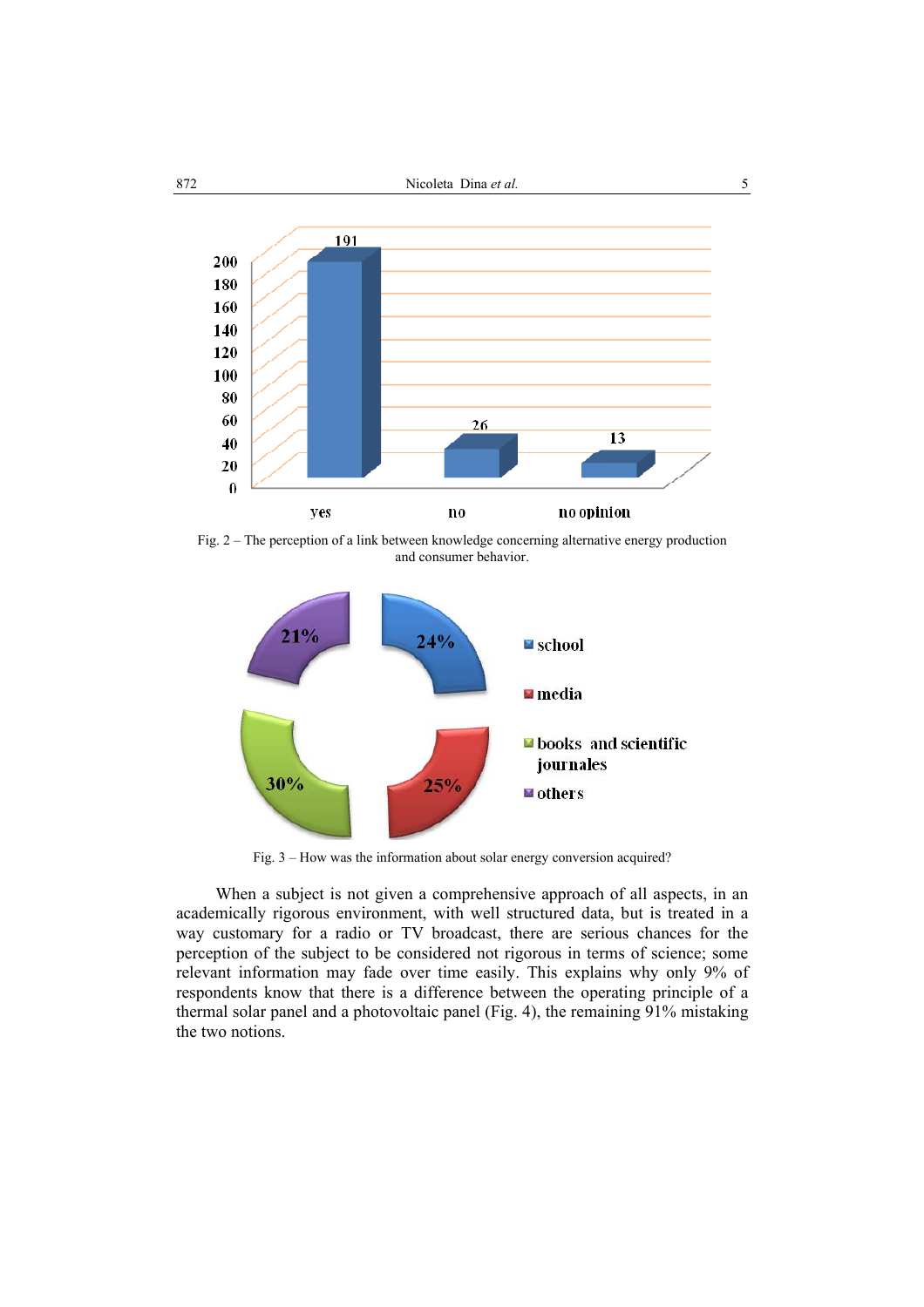Fig. 2 – The perception of a link between knowledge concerning alternative energy production and consumer behavior.

Fig. 3 – How was the information about solar energy conversion acquired?

When a subject is not given a comprehensive approach of all aspects, in an academically rigorous environment, with well structured data, but is treated in a way customary for a radio or TV broadcast, there are serious chances for the perception of the subject to be considered not rigorous in terms of science; some relevant information may fade over time easily. This explains why only 9% of respondents know that there is a difference between the operating principle of a thermal solar panel and a photovoltaic panel (Fig. 4), the remaining 91% mistaking the two notions.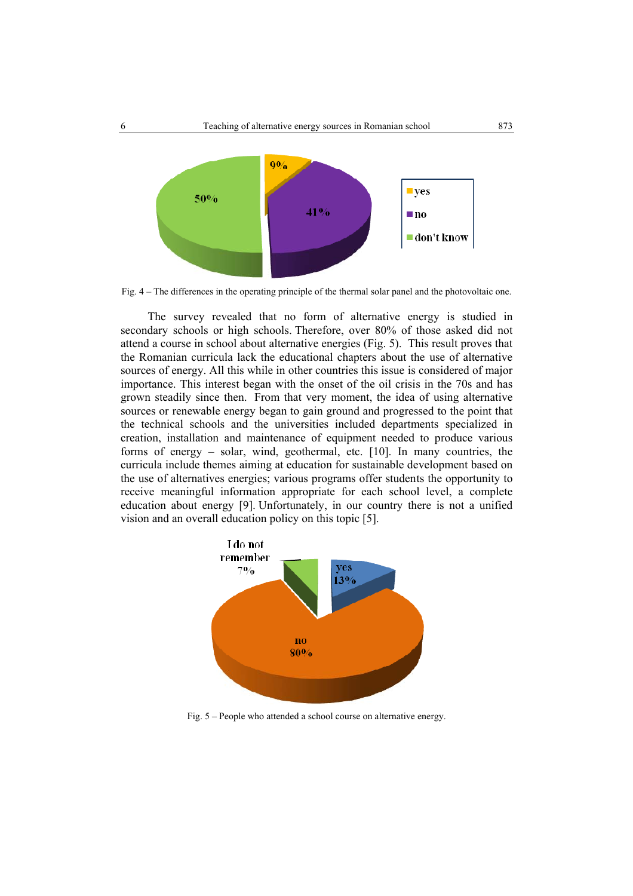Fig. 4 – The differences in the operating principle of the thermal solar panel and the photovoltaic one.

The survey revealed that no form of alternative energy is studied in secondary schools or high schools. Therefore, over 80% of those asked did not attend a course in school about alternative energies (Fig. 5). This result proves that the Romanian curricula lack the educational chapters about the use of alternative sources of energy. All this while in other countries this issue is considered of major importance. This interest began with the onset of the oil crisis in the 70s and has grown steadily since then. From that very moment, the idea of using alternative sources or renewable energy began to gain ground and progressed to the point that the technical schools and the universities included departments specialized in creation, installation and maintenance of equipment needed to produce various forms of energy – solar, wind, geothermal, etc. [10]. In many countries, the curricula include themes aiming at education for sustainable development based on the use of alternatives energies; various programs offer students the opportunity to receive meaningful information appropriate for each school level, a complete education about energy [9]. Unfortunately, in our country there is not a unified vision and an overall education policy on this topic [5].

Fig. 5 – People who attended a school course on alternative energy.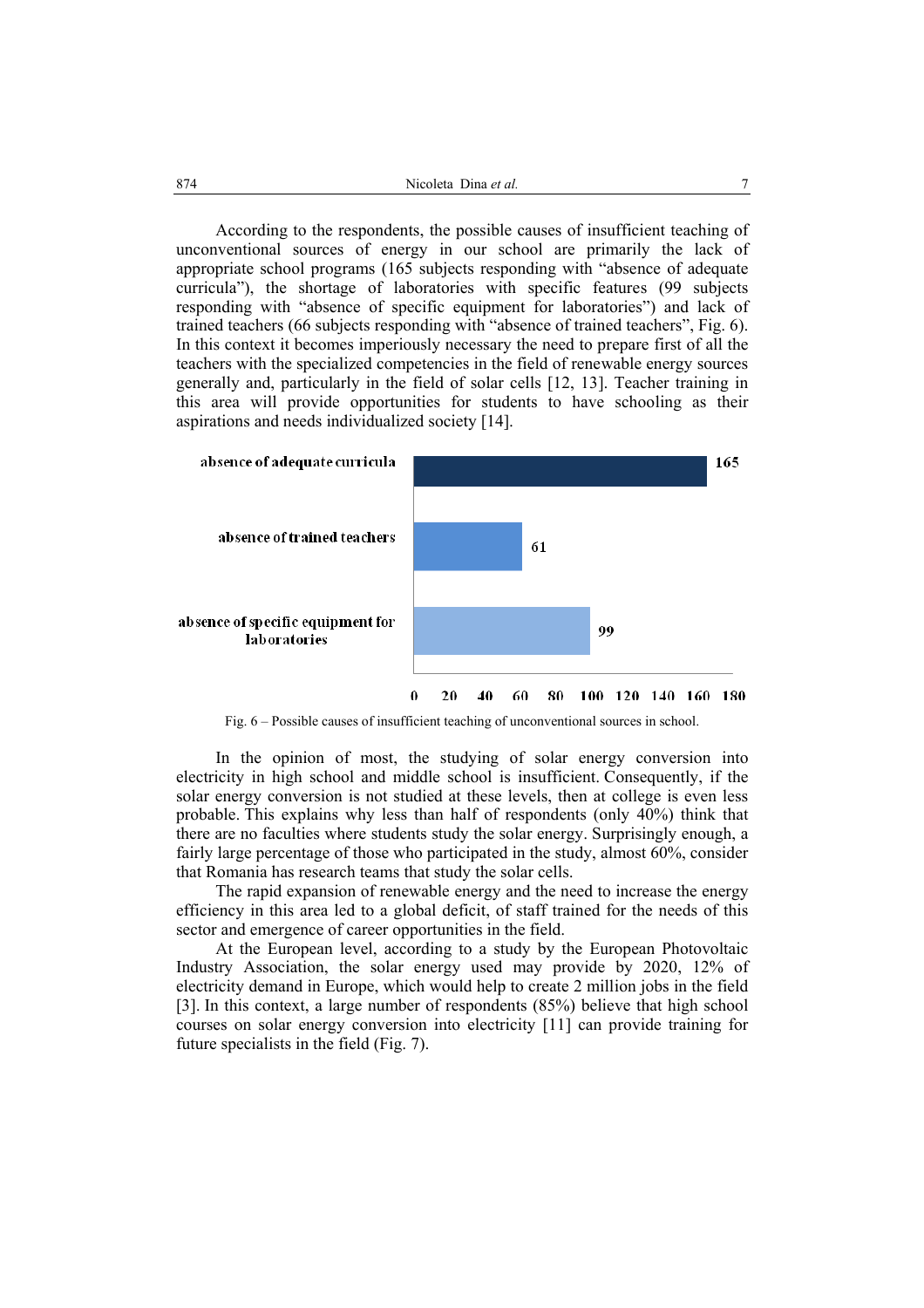According to the respondents, the possible causes of insufficient teaching of unconventional sources of energy in our school are primarily the lack of appropriate school programs (165 subjects responding with "absence of adequate curricula"), the shortage of laboratories with specific features (99 subjects responding with "absence of specific equipment for laboratories") and lack of trained teachers (66 subjects responding with "absence of trained teachers", Fig. 6). In this context it becomes imperiously necessary the need to prepare first of all the teachers with the specialized competencies in the field of renewable energy sources generally and, particularly in the field of solar cells [12, 13]. Teacher training in this area will provide opportunities for students to have schooling as their aspirations and needs individualized society [14].

| Cause | Number of subjects |
|---|---|
| absence of adequate curricula | 165 |
| absence of trained teachers | 61 |
| absence of specific equipment for laboratories | 99 |

Fig. 6 – Possible causes of insufficient teaching of unconventional sources in school.

In the opinion of most, the studying of solar energy conversion into electricity in high school and middle school is insufficient. Consequently, if the solar energy conversion is not studied at these levels, then at college is even less probable. This explains why less than half of respondents (only 40%) think that there are no faculties where students study the solar energy. Surprisingly enough, a fairly large percentage of those who participated in the study, almost 60%, consider that Romania has research teams that study the solar cells.

The rapid expansion of renewable energy and the need to increase the energy efficiency in this area led to a global deficit, of staff trained for the needs of this sector and emergence of career opportunities in the field.

At the European level, according to a study by the European Photovoltaic Industry Association, the solar energy used may provide by 2020, 12% of electricity demand in Europe, which would help to create 2 million jobs in the field [3]. In this context, a large number of respondents (85%) believe that high school courses on solar energy conversion into electricity [11] can provide training for future specialists in the field (Fig. 7).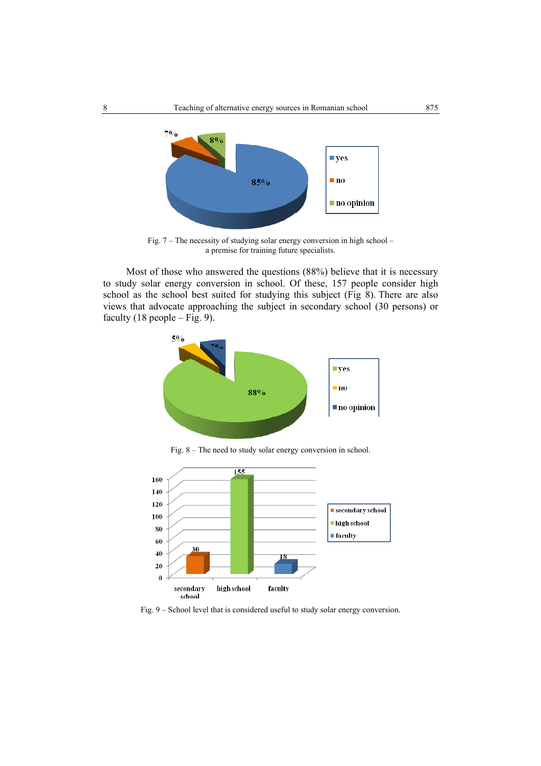Fig. 7 – The necessity of studying solar energy conversion in high school – a premise for training future specialists.

Most of those who answered the questions (88%) believe that it is necessary to study solar energy conversion in school. Of these, 157 people consider high school as the school best suited for studying this subject (Fig 8). There are also views that advocate approaching the subject in secondary school (30 persons) or faculty (18 people – Fig. 9).

Fig. 8 – The need to study solar energy conversion in school.

Fig. 9 – School level that is considered useful to study solar energy conversion.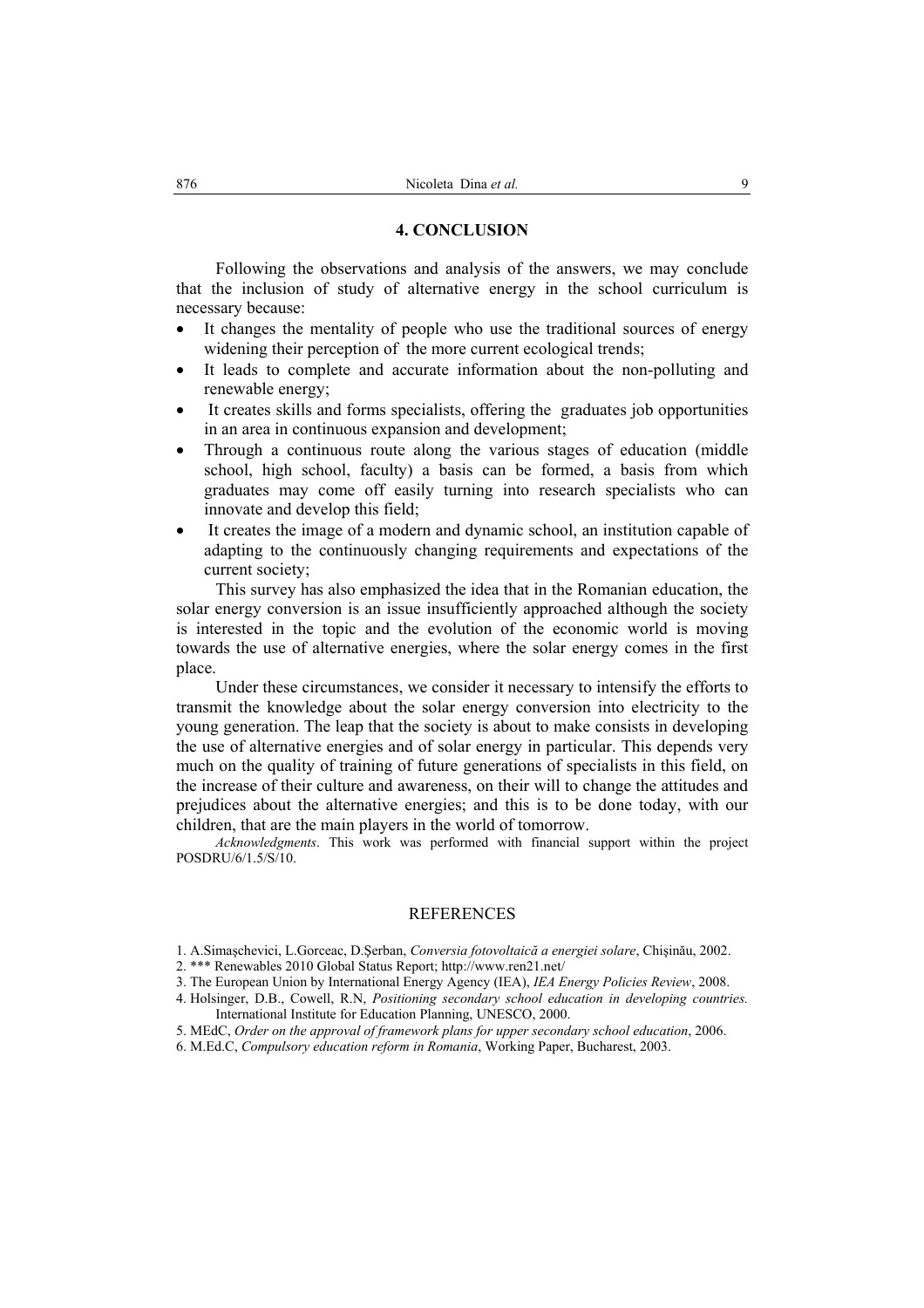## 4. CONCLUSION

Following the observations and analysis of the answers, we may conclude that the inclusion of study of alternative energy in the school curriculum is necessary because:

- It changes the mentality of people who use the traditional sources of energy widening their perception of the more current ecological trends;
- It leads to complete and accurate information about the non-polluting and renewable energy;
- It creates skills and forms specialists, offering the graduates job opportunities in an area in continuous expansion and development;
- Through a continuous route along the various stages of education (middle school, high school, faculty) a basis can be formed, a basis from which graduates may come off easily turning into research specialists who can innovate and develop this field;
- It creates the image of a modern and dynamic school, an institution capable of adapting to the continuously changing requirements and expectations of the current society;

This survey has also emphasized the idea that in the Romanian education, the solar energy conversion is an issue insufficiently approached although the society is interested in the topic and the evolution of the economic world is moving towards the use of alternative energies, where the solar energy comes in the first place.

Under these circumstances, we consider it necessary to intensify the efforts to transmit the knowledge about the solar energy conversion into electricity to the young generation. The leap that the society is about to make consists in developing the use of alternative energies and of solar energy in particular. This depends very much on the quality of training of future generations of specialists in this field, on the increase of their culture and awareness, on their will to change the attitudes and prejudices about the alternative energies; and this is to be done today, with our children, that are the main players in the world of tomorrow.

*Acknowledgments*. This work was performed with financial support within the project POSDRU/6/1.5/S/10.

## REFERENCES

1. A.Simaşchevici, L.Gorceac, D.Şerban, *Conversia fotovoltaică a energiei solare*, Chişinău, 2002.
2. *** Renewables 2010 Global Status Report; http://www.ren21.net/
3. The European Union by International Energy Agency (IEA), *IEA Energy Policies Review*, 2008.
4. Holsinger, D.B., Cowell, R.N, *Positioning secondary school education in developing countries.* International Institute for Education Planning, UNESCO, 2000.
5. MEdC, *Order on the approval of framework plans for upper secondary school education*, 2006.
6. M.Ed.C, *Compulsory education reform in Romania*, Working Paper, Bucharest, 2003.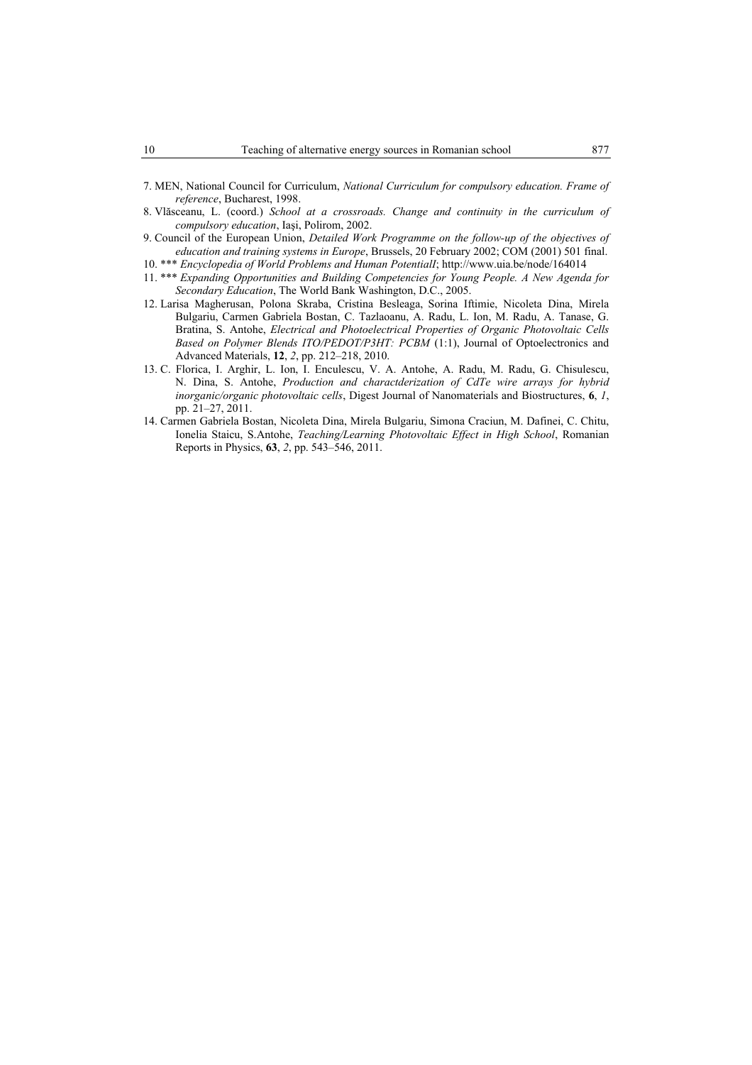7. MEN, National Council for Curriculum, *National Curriculum for compulsory education. Frame of reference*, Bucharest, 1998.
8. Vlăsceanu, L. (coord.) *School at a crossroads. Change and continuity in the curriculum of compulsory education*, Iaşi, Polirom, 2002.
9. Council of the European Union, *Detailed Work Programme on the follow-up of the objectives of education and training systems in Europe*, Brussels, 20 February 2002; COM (2001) 501 final.
10. *** *Encyclopedia of World Problems and Human PotentialI*; http://www.uia.be/node/164014
11. *** *Expanding Opportunities and Building Competencies for Young People. A New Agenda for Secondary Education*, The World Bank Washington, D.C., 2005.
12. Larisa Magherusan, Polona Skraba, Cristina Besleaga, Sorina Iftimie, Nicoleta Dina, Mirela Bulgariu, Carmen Gabriela Bostan, C. Tazlaoanu, A. Radu, L. Ion, M. Radu, A. Tanase, G. Bratina, S. Antohe, *Electrical and Photoelectrical Properties of Organic Photovoltaic Cells Based on Polymer Blends ITO/PEDOT/P3HT: PCBM* (1:1), Journal of Optoelectronics and Advanced Materials, **12**, *2*, pp. 212–218, 2010.
13. C. Florica, I. Arghir, L. Ion, I. Enculescu, V. A. Antohe, A. Radu, M. Radu, G. Chisulescu, N. Dina, S. Antohe, *Production and charactderization of CdTe wire arrays for hybrid inorganic/organic photovoltaic cells*, Digest Journal of Nanomaterials and Biostructures, **6**, *1*, pp. 21–27, 2011.
14. Carmen Gabriela Bostan, Nicoleta Dina, Mirela Bulgariu, Simona Craciun, M. Dafinei, C. Chitu, Ionelia Staicu, S.Antohe, *Teaching/Learning Photovoltaic Effect in High School*, Romanian Reports in Physics, **63**, *2*, pp. 543–546, 2011.